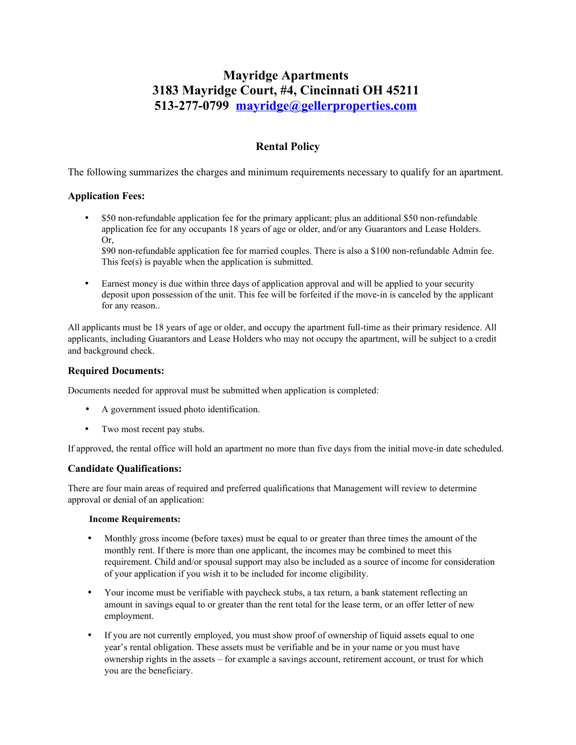# Mayridge Apartments
# 3183 Mayridge Court, #4, Cincinnati OH 45211
# 513-277-0799 [mayridge@gellerproperties.com](mailto:mayridge@gellerproperties.com)

## Rental Policy

The following summarizes the charges and minimum requirements necessary to qualify for an apartment.

### Application Fees:

- $50 non-refundable application fee for the primary applicant; plus an additional $50 non-refundable application fee for any occupants 18 years of age or older, and/or any Guarantors and Lease Holders. Or,
  $90 non-refundable application fee for married couples. There is also a $100 non-refundable Admin fee. This fee(s) is payable when the application is submitted.

- Earnest money is due within three days of application approval and will be applied to your security deposit upon possession of the unit. This fee will be forfeited if the move-in is canceled by the applicant for any reason..

All applicants must be 18 years of age or older, and occupy the apartment full-time as their primary residence. All applicants, including Guarantors and Lease Holders who may not occupy the apartment, will be subject to a credit and background check.

### Required Documents:

Documents needed for approval must be submitted when application is completed:

- A government issued photo identification.
- Two most recent pay stubs.

If approved, the rental office will hold an apartment no more than five days from the initial move-in date scheduled.

### Candidate Qualifications:

There are four main areas of required and preferred qualifications that Management will review to determine approval or denial of an application:

#### Income Requirements:

- Monthly gross income (before taxes) must be equal to or greater than three times the amount of the monthly rent. If there is more than one applicant, the incomes may be combined to meet this requirement. Child and/or spousal support may also be included as a source of income for consideration of your application if you wish it to be included for income eligibility.

- Your income must be verifiable with paycheck stubs, a tax return, a bank statement reflecting an amount in savings equal to or greater than the rent total for the lease term, or an offer letter of new employment.

- If you are not currently employed, you must show proof of ownership of liquid assets equal to one year's rental obligation. These assets must be verifiable and be in your name or you must have ownership rights in the assets – for example a savings account, retirement account, or trust for which you are the beneficiary.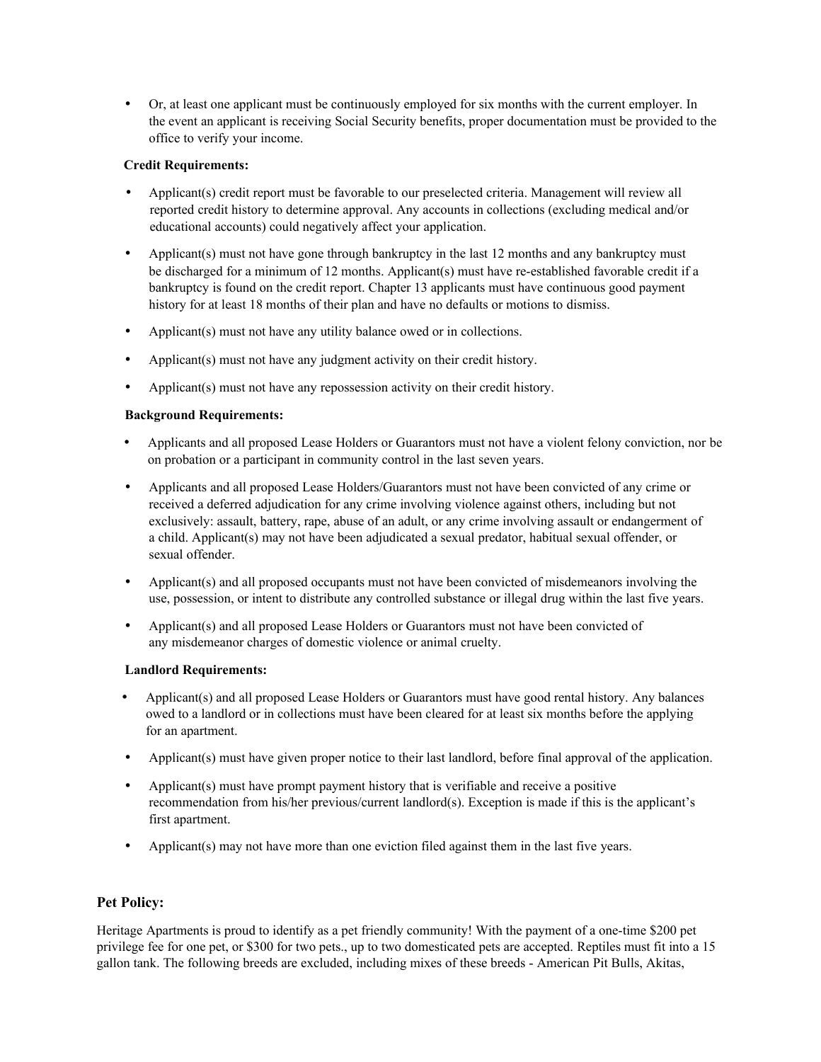- Or, at least one applicant must be continuously employed for six months with the current employer. In the event an applicant is receiving Social Security benefits, proper documentation must be provided to the office to verify your income.

**Credit Requirements:**

- Applicant(s) credit report must be favorable to our preselected criteria. Management will review all reported credit history to determine approval. Any accounts in collections (excluding medical and/or educational accounts) could negatively affect your application.
- Applicant(s) must not have gone through bankruptcy in the last 12 months and any bankruptcy must be discharged for a minimum of 12 months. Applicant(s) must have re-established favorable credit if a bankruptcy is found on the credit report. Chapter 13 applicants must have continuous good payment history for at least 18 months of their plan and have no defaults or motions to dismiss.
- Applicant(s) must not have any utility balance owed or in collections.
- Applicant(s) must not have any judgment activity on their credit history.
- Applicant(s) must not have any repossession activity on their credit history.

**Background Requirements:**

- Applicants and all proposed Lease Holders or Guarantors must not have a violent felony conviction, nor be on probation or a participant in community control in the last seven years.
- Applicants and all proposed Lease Holders/Guarantors must not have been convicted of any crime or received a deferred adjudication for any crime involving violence against others, including but not exclusively: assault, battery, rape, abuse of an adult, or any crime involving assault or endangerment of a child. Applicant(s) may not have been adjudicated a sexual predator, habitual sexual offender, or sexual offender.
- Applicant(s) and all proposed occupants must not have been convicted of misdemeanors involving the use, possession, or intent to distribute any controlled substance or illegal drug within the last five years.
- Applicant(s) and all proposed Lease Holders or Guarantors must not have been convicted of any misdemeanor charges of domestic violence or animal cruelty.

**Landlord Requirements:**

- Applicant(s) and all proposed Lease Holders or Guarantors must have good rental history. Any balances owed to a landlord or in collections must have been cleared for at least six months before the applying for an apartment.
- Applicant(s) must have given proper notice to their last landlord, before final approval of the application.
- Applicant(s) must have prompt payment history that is verifiable and receive a positive recommendation from his/her previous/current landlord(s). Exception is made if this is the applicant's first apartment.
- Applicant(s) may not have more than one eviction filed against them in the last five years.

## Pet Policy:

Heritage Apartments is proud to identify as a pet friendly community! With the payment of a one-time $200 pet privilege fee for one pet, or $300 for two pets., up to two domesticated pets are accepted. Reptiles must fit into a 15 gallon tank. The following breeds are excluded, including mixes of these breeds - American Pit Bulls, Akitas,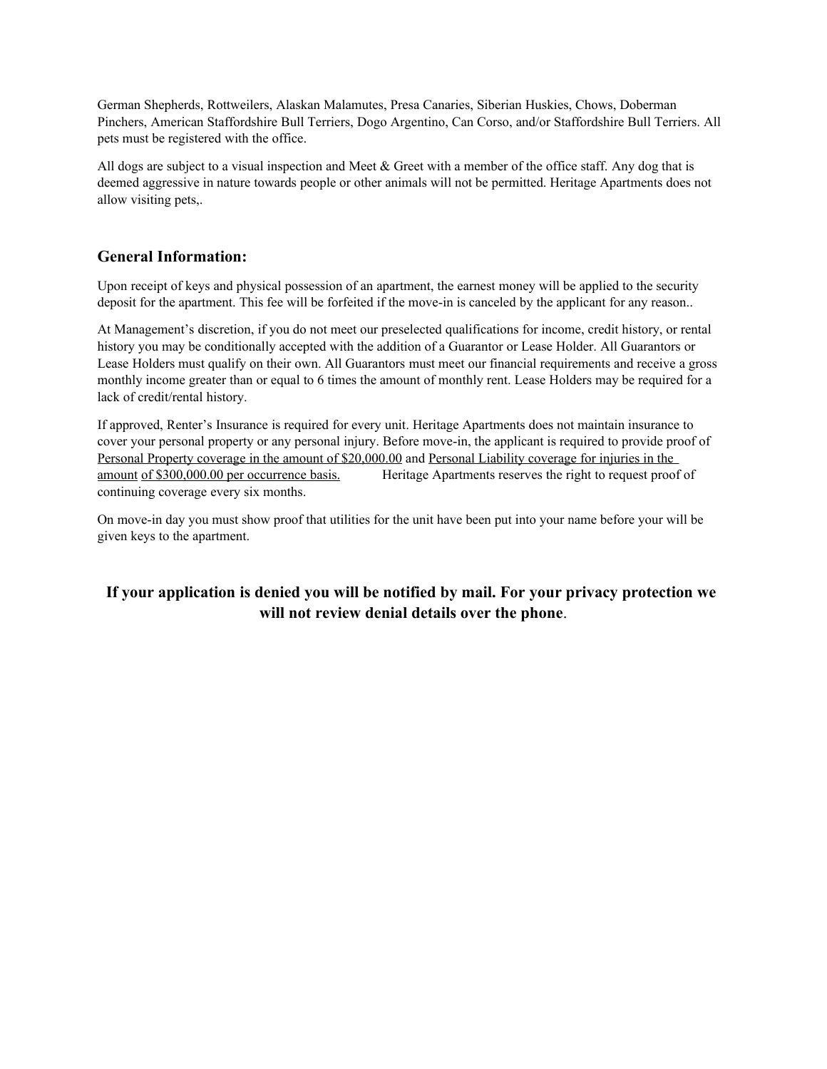German Shepherds, Rottweilers, Alaskan Malamutes, Presa Canaries, Siberian Huskies, Chows, Doberman Pinchers, American Staffordshire Bull Terriers, Dogo Argentino, Can Corso, and/or Staffordshire Bull Terriers. All pets must be registered with the office.

All dogs are subject to a visual inspection and Meet & Greet with a member of the office staff. Any dog that is deemed aggressive in nature towards people or other animals will not be permitted. Heritage Apartments does not allow visiting pets,.

### General Information:

Upon receipt of keys and physical possession of an apartment, the earnest money will be applied to the security deposit for the apartment. This fee will be forfeited if the move-in is canceled by the applicant for any reason..

At Management's discretion, if you do not meet our preselected qualifications for income, credit history, or rental history you may be conditionally accepted with the addition of a Guarantor or Lease Holder. All Guarantors or Lease Holders must qualify on their own. All Guarantors must meet our financial requirements and receive a gross monthly income greater than or equal to 6 times the amount of monthly rent. Lease Holders may be required for a lack of credit/rental history.

If approved, Renter's Insurance is required for every unit. Heritage Apartments does not maintain insurance to cover your personal property or any personal injury. Before move-in, the applicant is required to provide proof of <u>Personal Property coverage in the amount of $20,000.00</u> and <u>Personal Liability coverage for injuries in the amount of $300,000.00 per occurrence basis.</u> Heritage Apartments reserves the right to request proof of continuing coverage every six months.

On move-in day you must show proof that utilities for the unit have been put into your name before your will be given keys to the apartment.

**If your application is denied you will be notified by mail. For your privacy protection we will not review denial details over the phone**.